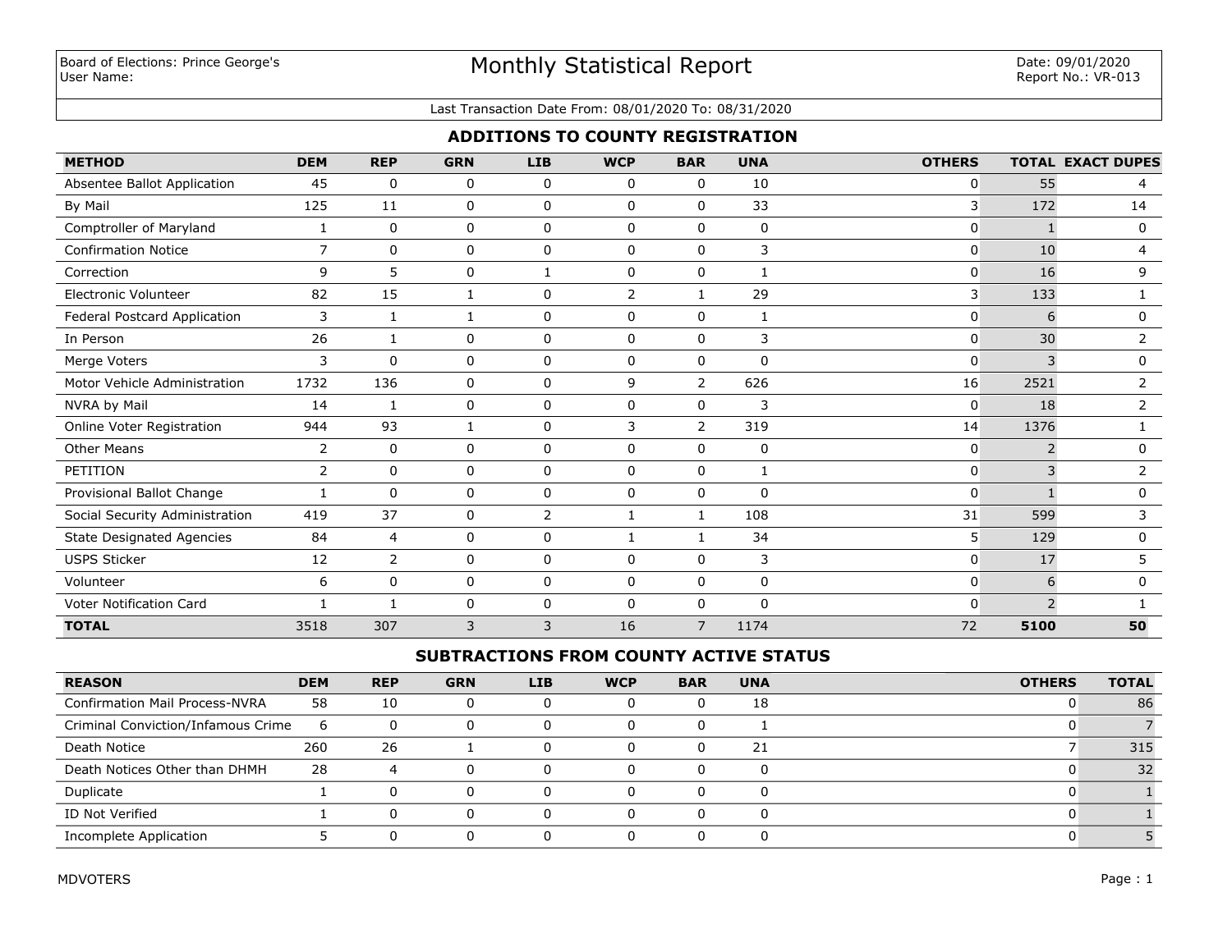Board of Elections: Prince George's
User Name:

# Monthly Statistical Report

Date: 09/01/2020
Report No.: VR-013

Last Transaction Date From: 08/01/2020 To: 08/31/2020

## ADDITIONS TO COUNTY REGISTRATION

| METHOD | DEM | REP | GRN | LIB | WCP | BAR | UNA | OTHERS | TOTAL | EXACT DUPES |
|---|---|---|---|---|---|---|---|---|---|---|
| Absentee Ballot Application | 45 | 0 | 0 | 0 | 0 | 0 | 10 | 0 | 55 | 4 |
| By Mail | 125 | 11 | 0 | 0 | 0 | 0 | 33 | 3 | 172 | 14 |
| Comptroller of Maryland | 1 | 0 | 0 | 0 | 0 | 0 | 0 | 0 | 1 | 0 |
| Confirmation Notice | 7 | 0 | 0 | 0 | 0 | 0 | 3 | 0 | 10 | 4 |
| Correction | 9 | 5 | 0 | 1 | 0 | 0 | 1 | 0 | 16 | 9 |
| Electronic Volunteer | 82 | 15 | 1 | 0 | 2 | 1 | 29 | 3 | 133 | 1 |
| Federal Postcard Application | 3 | 1 | 1 | 0 | 0 | 0 | 1 | 0 | 6 | 0 |
| In Person | 26 | 1 | 0 | 0 | 0 | 0 | 3 | 0 | 30 | 2 |
| Merge Voters | 3 | 0 | 0 | 0 | 0 | 0 | 0 | 0 | 3 | 0 |
| Motor Vehicle Administration | 1732 | 136 | 0 | 0 | 9 | 2 | 626 | 16 | 2521 | 2 |
| NVRA by Mail | 14 | 1 | 0 | 0 | 0 | 0 | 3 | 0 | 18 | 2 |
| Online Voter Registration | 944 | 93 | 1 | 0 | 3 | 2 | 319 | 14 | 1376 | 1 |
| Other Means | 2 | 0 | 0 | 0 | 0 | 0 | 0 | 0 | 2 | 0 |
| PETITION | 2 | 0 | 0 | 0 | 0 | 0 | 1 | 0 | 3 | 2 |
| Provisional Ballot Change | 1 | 0 | 0 | 0 | 0 | 0 | 0 | 0 | 1 | 0 |
| Social Security Administration | 419 | 37 | 0 | 2 | 1 | 1 | 108 | 31 | 599 | 3 |
| State Designated Agencies | 84 | 4 | 0 | 0 | 1 | 1 | 34 | 5 | 129 | 0 |
| USPS Sticker | 12 | 2 | 0 | 0 | 0 | 0 | 3 | 0 | 17 | 5 |
| Volunteer | 6 | 0 | 0 | 0 | 0 | 0 | 0 | 0 | 6 | 0 |
| Voter Notification Card | 1 | 1 | 0 | 0 | 0 | 0 | 0 | 0 | 2 | 1 |
| **TOTAL** | 3518 | 307 | 3 | 3 | 16 | 7 | 1174 | 72 | **5100** | **50** |

## SUBTRACTIONS FROM COUNTY ACTIVE STATUS

| REASON | DEM | REP | GRN | LIB | WCP | BAR | UNA | OTHERS | TOTAL |
|---|---|---|---|---|---|---|---|---|---|
| Confirmation Mail Process-NVRA | 58 | 10 | 0 | 0 | 0 | 0 | 18 | 0 | 86 |
| Criminal Conviction/Infamous Crime | 6 | 0 | 0 | 0 | 0 | 0 | 1 | 0 | 7 |
| Death Notice | 260 | 26 | 1 | 0 | 0 | 0 | 21 | 7 | 315 |
| Death Notices Other than DHMH | 28 | 4 | 0 | 0 | 0 | 0 | 0 | 0 | 32 |
| Duplicate | 1 | 0 | 0 | 0 | 0 | 0 | 0 | 0 | 1 |
| ID Not Verified | 1 | 0 | 0 | 0 | 0 | 0 | 0 | 0 | 1 |
| Incomplete Application | 5 | 0 | 0 | 0 | 0 | 0 | 0 | 0 | 5 |

MDVOTERS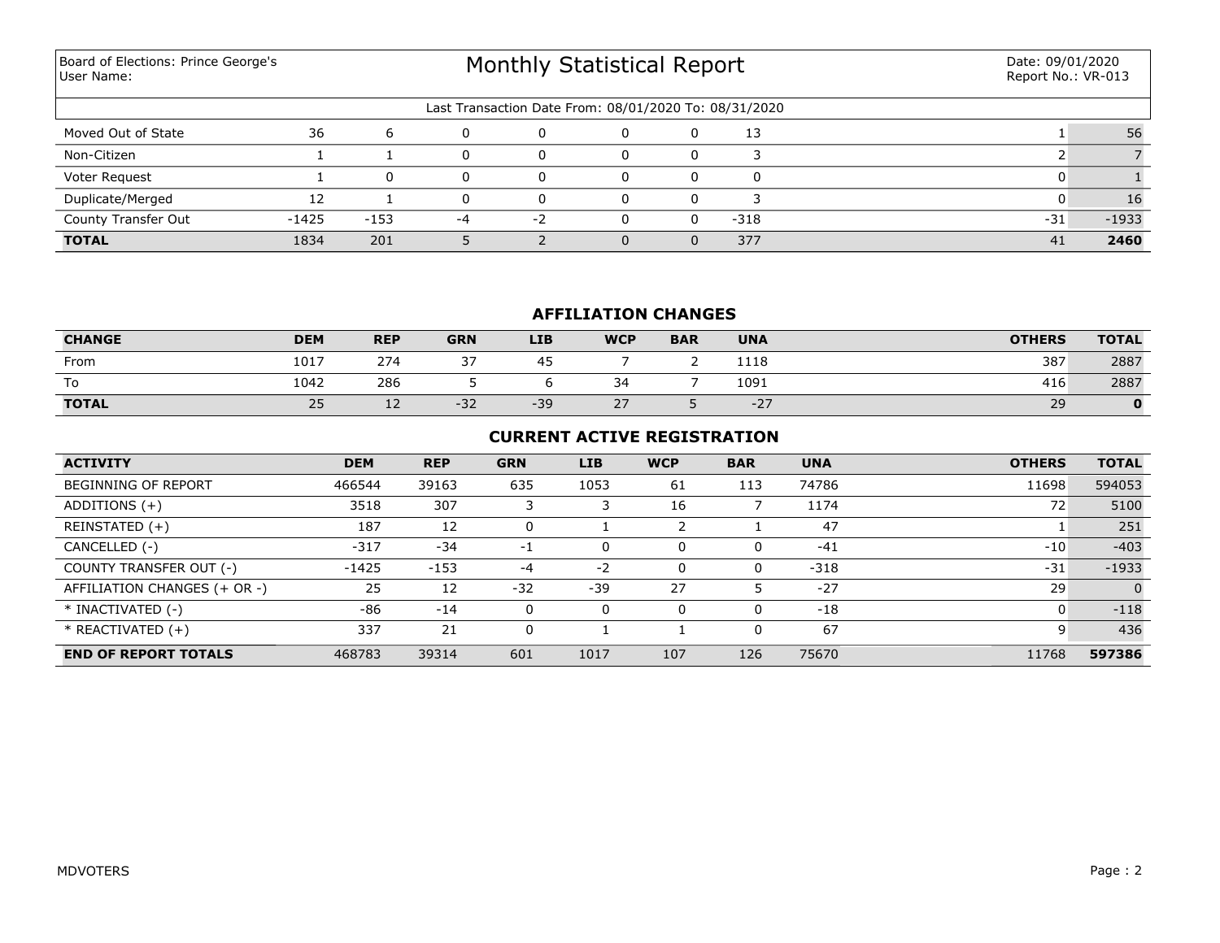Board of Elections: Prince George's
User Name:

# Monthly Statistical Report

Date: 09/01/2020
Report No.: VR-013

Last Transaction Date From: 08/01/2020 To: 08/31/2020

| | | | | | | | | | |
|---|---|---|---|---|---|---|---|---|---|
| Moved Out of State | 36 | 6 | 0 | 0 | 0 | 0 | 13 | 1 | 56 |
| Non-Citizen | 1 | 1 | 0 | 0 | 0 | 0 | 3 | 2 | 7 |
| Voter Request | 1 | 0 | 0 | 0 | 0 | 0 | 0 | 0 | 1 |
| Duplicate/Merged | 12 | 1 | 0 | 0 | 0 | 0 | 3 | 0 | 16 |
| County Transfer Out | -1425 | -153 | -4 | -2 | 0 | 0 | -318 | -31 | -1933 |
| **TOTAL** | 1834 | 201 | 5 | 2 | 0 | 0 | 377 | 41 | **2460** |

## AFFILIATION CHANGES

| CHANGE | DEM | REP | GRN | LIB | WCP | BAR | UNA | OTHERS | TOTAL |
|---|---|---|---|---|---|---|---|---|---|
| From | 1017 | 274 | 37 | 45 | 7 | 2 | 1118 | 387 | 2887 |
| To | 1042 | 286 | 5 | 6 | 34 | 7 | 1091 | 416 | 2887 |
| **TOTAL** | 25 | 12 | -32 | -39 | 27 | 5 | -27 | 29 | **0** |

## CURRENT ACTIVE REGISTRATION

| ACTIVITY | DEM | REP | GRN | LIB | WCP | BAR | UNA | OTHERS | TOTAL |
|---|---|---|---|---|---|---|---|---|---|
| BEGINNING OF REPORT | 466544 | 39163 | 635 | 1053 | 61 | 113 | 74786 | 11698 | 594053 |
| ADDITIONS (+) | 3518 | 307 | 3 | 3 | 16 | 7 | 1174 | 72 | 5100 |
| REINSTATED (+) | 187 | 12 | 0 | 1 | 2 | 1 | 47 | 1 | 251 |
| CANCELLED (-) | -317 | -34 | -1 | 0 | 0 | 0 | -41 | -10 | -403 |
| COUNTY TRANSFER OUT (-) | -1425 | -153 | -4 | -2 | 0 | 0 | -318 | -31 | -1933 |
| AFFILIATION CHANGES (+ OR -) | 25 | 12 | -32 | -39 | 27 | 5 | -27 | 29 | 0 |
| * INACTIVATED (-) | -86 | -14 | 0 | 0 | 0 | 0 | -18 | 0 | -118 |
| * REACTIVATED (+) | 337 | 21 | 0 | 1 | 1 | 0 | 67 | 9 | 436 |
| **END OF REPORT TOTALS** | 468783 | 39314 | 601 | 1017 | 107 | 126 | 75670 | 11768 | **597386** |

MDVOTERS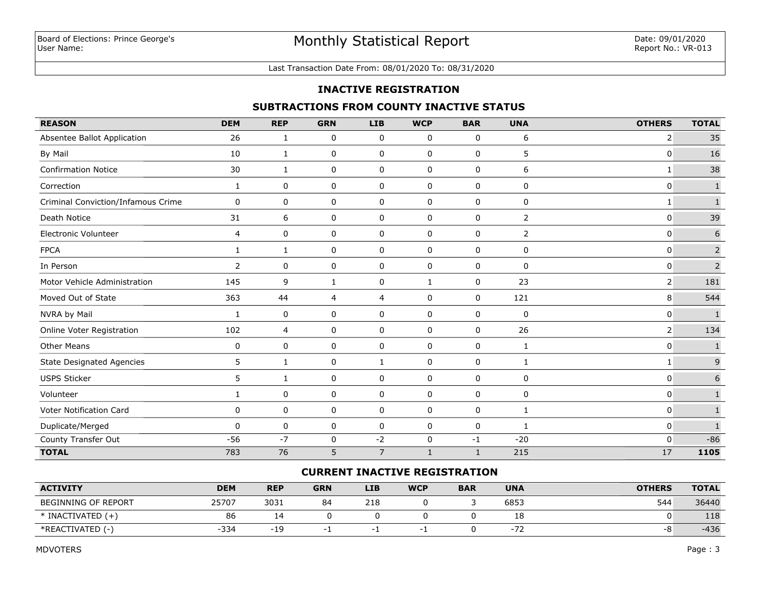Board of Elections: Prince George's
User Name:

# Monthly Statistical Report

Date: 09/01/2020
Report No.: VR-013

Last Transaction Date From: 08/01/2020 To: 08/31/2020

## INACTIVE REGISTRATION

### SUBTRACTIONS FROM COUNTY INACTIVE STATUS

| REASON | DEM | REP | GRN | LIB | WCP | BAR | UNA | OTHERS | TOTAL |
|---|---|---|---|---|---|---|---|---|---|
| Absentee Ballot Application | 26 | 1 | 0 | 0 | 0 | 0 | 6 | 2 | 35 |
| By Mail | 10 | 1 | 0 | 0 | 0 | 0 | 5 | 0 | 16 |
| Confirmation Notice | 30 | 1 | 0 | 0 | 0 | 0 | 6 | 1 | 38 |
| Correction | 1 | 0 | 0 | 0 | 0 | 0 | 0 | 0 | 1 |
| Criminal Conviction/Infamous Crime | 0 | 0 | 0 | 0 | 0 | 0 | 0 | 1 | 1 |
| Death Notice | 31 | 6 | 0 | 0 | 0 | 0 | 2 | 0 | 39 |
| Electronic Volunteer | 4 | 0 | 0 | 0 | 0 | 0 | 2 | 0 | 6 |
| FPCA | 1 | 1 | 0 | 0 | 0 | 0 | 0 | 0 | 2 |
| In Person | 2 | 0 | 0 | 0 | 0 | 0 | 0 | 0 | 2 |
| Motor Vehicle Administration | 145 | 9 | 1 | 0 | 1 | 0 | 23 | 2 | 181 |
| Moved Out of State | 363 | 44 | 4 | 4 | 0 | 0 | 121 | 8 | 544 |
| NVRA by Mail | 1 | 0 | 0 | 0 | 0 | 0 | 0 | 0 | 1 |
| Online Voter Registration | 102 | 4 | 0 | 0 | 0 | 0 | 26 | 2 | 134 |
| Other Means | 0 | 0 | 0 | 0 | 0 | 0 | 1 | 0 | 1 |
| State Designated Agencies | 5 | 1 | 0 | 1 | 0 | 0 | 1 | 1 | 9 |
| USPS Sticker | 5 | 1 | 0 | 0 | 0 | 0 | 0 | 0 | 6 |
| Volunteer | 1 | 0 | 0 | 0 | 0 | 0 | 0 | 0 | 1 |
| Voter Notification Card | 0 | 0 | 0 | 0 | 0 | 0 | 1 | 0 | 1 |
| Duplicate/Merged | 0 | 0 | 0 | 0 | 0 | 0 | 1 | 0 | 1 |
| County Transfer Out | -56 | -7 | 0 | -2 | 0 | -1 | -20 | 0 | -86 |
| **TOTAL** | 783 | 76 | 5 | 7 | 1 | 1 | 215 | 17 | **1105** |

### CURRENT INACTIVE REGISTRATION

| ACTIVITY | DEM | REP | GRN | LIB | WCP | BAR | UNA | OTHERS | TOTAL |
|---|---|---|---|---|---|---|---|---|---|
| BEGINNING OF REPORT | 25707 | 3031 | 84 | 218 | 0 | 3 | 6853 | 544 | 36440 |
| * INACTIVATED (+) | 86 | 14 | 0 | 0 | 0 | 0 | 18 | 0 | 118 |
| *REACTIVATED (-) | -334 | -19 | -1 | -1 | -1 | 0 | -72 | -8 | -436 |

MDVOTERS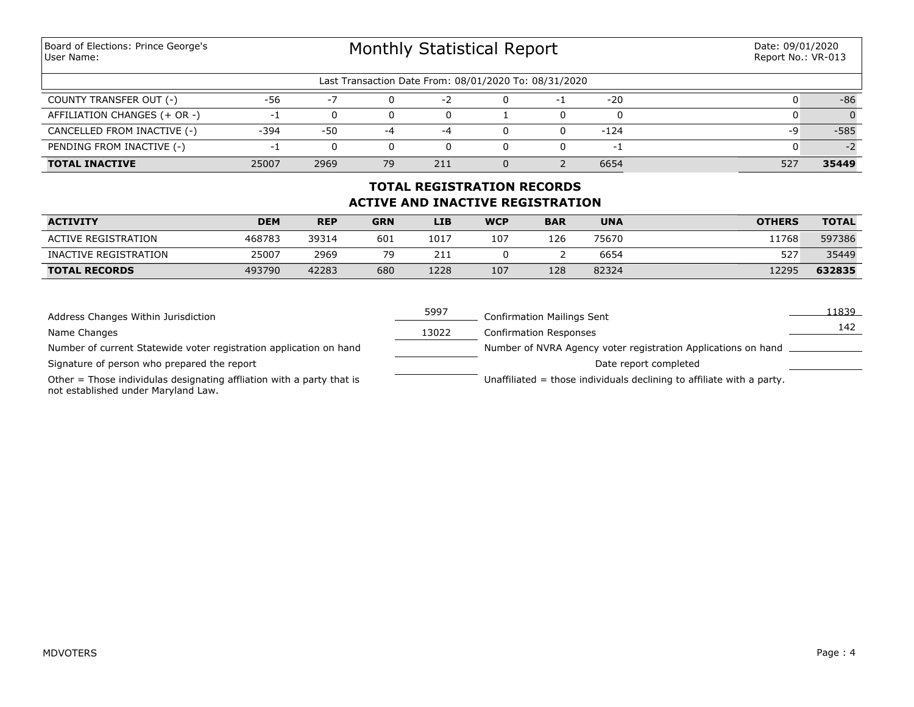Board of Elections: Prince George's
User Name:

# Monthly Statistical Report

Date: 09/01/2020
Report No.: VR-013

Last Transaction Date From: 08/01/2020 To: 08/31/2020

| | | | | | | | | | |
|---|---|---|---|---|---|---|---|---|---|
| COUNTY TRANSFER OUT (-) | -56 | -7 | 0 | -2 | 0 | -1 | -20 | 0 | -86 |
| AFFILIATION CHANGES (+ OR -) | -1 | 0 | 0 | 0 | 1 | 0 | 0 | 0 | 0 |
| CANCELLED FROM INACTIVE (-) | -394 | -50 | -4 | -4 | 0 | 0 | -124 | -9 | -585 |
| PENDING FROM INACTIVE (-) | -1 | 0 | 0 | 0 | 0 | 0 | -1 | 0 | -2 |
| **TOTAL INACTIVE** | 25007 | 2969 | 79 | 211 | 0 | 2 | 6654 | 527 | **35449** |

## TOTAL REGISTRATION RECORDS
## ACTIVE AND INACTIVE REGISTRATION

| ACTIVITY | DEM | REP | GRN | LIB | WCP | BAR | UNA | OTHERS | TOTAL |
|---|---|---|---|---|---|---|---|---|---|
| ACTIVE REGISTRATION | 468783 | 39314 | 601 | 1017 | 107 | 126 | 75670 | 11768 | 597386 |
| INACTIVE REGISTRATION | 25007 | 2969 | 79 | 211 | 0 | 2 | 6654 | 527 | 35449 |
| **TOTAL RECORDS** | 493790 | 42283 | 680 | 1228 | 107 | 128 | 82324 | 12295 | **632835** |

Address Changes Within Jurisdiction: 5997

Name Changes: 13022

Number of current Statewide voter registration application on hand: ______

Signature of person who prepared the report: ______

Other = Those individulas designating affliation with a party that is not established under Maryland Law.

Confirmation Mailings Sent: 11839

Confirmation Responses: 142

Number of NVRA Agency voter registration Applications on hand: ______

Date report completed: ______

Unaffiliated = those individuals declining to affiliate with a party.

MDVOTERS